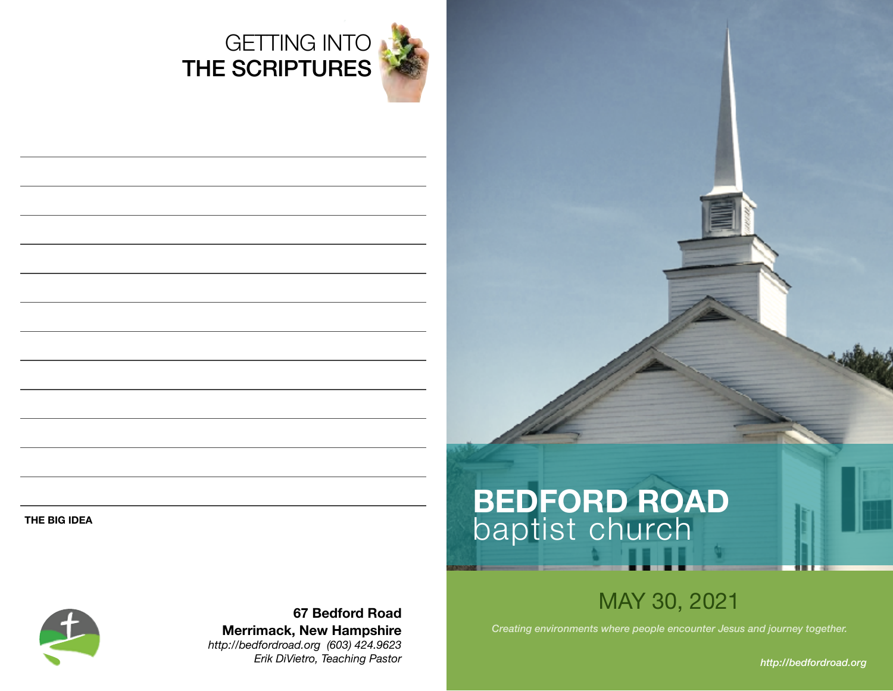# GETTING INTO THE SCRIPTURES

**THE BIG IDEA**

**67 Bedford Road**
**Merrimack, New Hampshire**
*http://bedfordroad.org (603) 424.9623*
*Erik DiVietro, Teaching Pastor*

# BEDFORD ROAD
## baptist church

## MAY 30, 2021

*Creating environments where people encounter Jesus and journey together.*

*http://bedfordroad.org*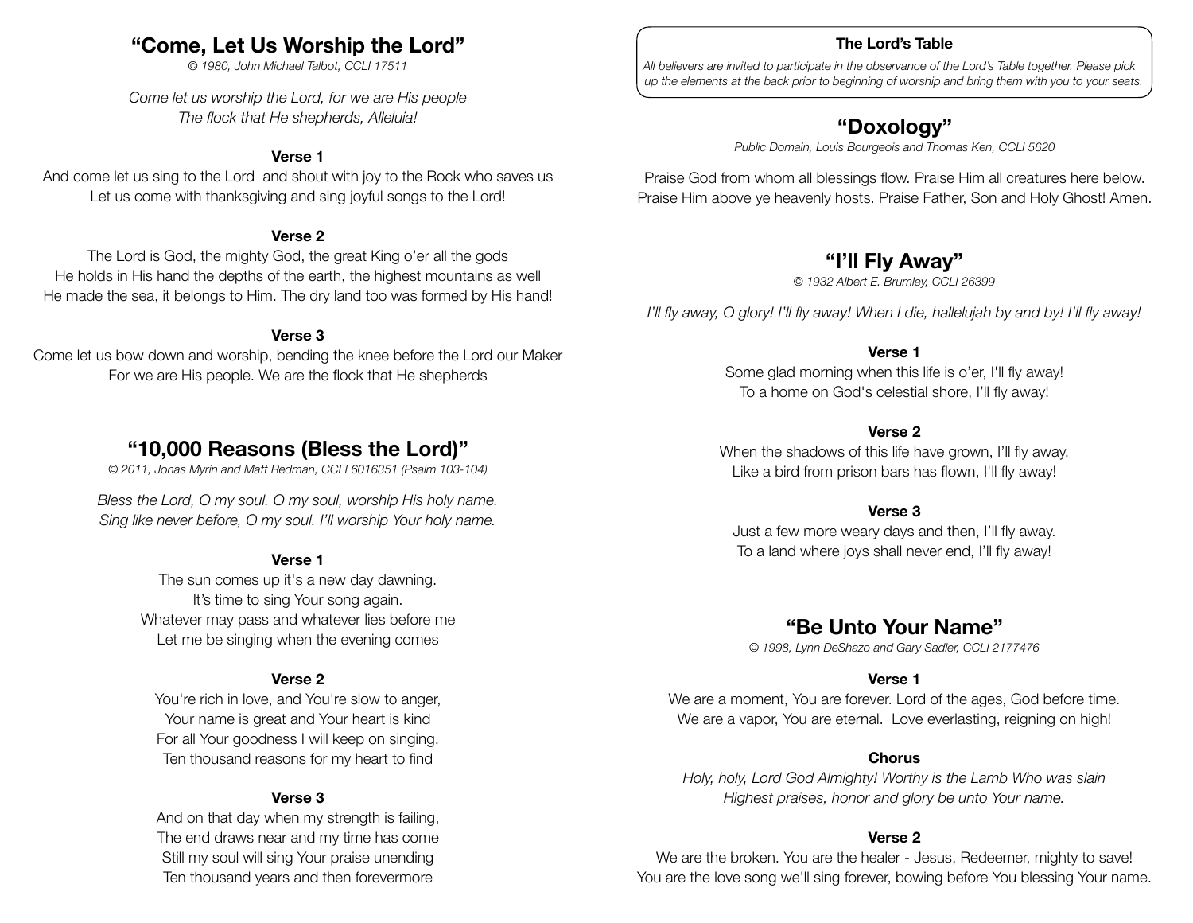## "Come, Let Us Worship the Lord"

*© 1980, John Michael Talbot, CCLI 17511*

*Come let us worship the Lord, for we are His people*
*The flock that He shepherds, Alleluia!*

**Verse 1**

And come let us sing to the Lord and shout with joy to the Rock who saves us
Let us come with thanksgiving and sing joyful songs to the Lord!

**Verse 2**

The Lord is God, the mighty God, the great King o'er all the gods
He holds in His hand the depths of the earth, the highest mountains as well
He made the sea, it belongs to Him. The dry land too was formed by His hand!

**Verse 3**

Come let us bow down and worship, bending the knee before the Lord our Maker
For we are His people. We are the flock that He shepherds

## "10,000 Reasons (Bless the Lord)"

*© 2011, Jonas Myrin and Matt Redman, CCLI 6016351 (Psalm 103-104)*

*Bless the Lord, O my soul. O my soul, worship His holy name.*
*Sing like never before, O my soul. I'll worship Your holy name.*

**Verse 1**

The sun comes up it's a new day dawning.
It's time to sing Your song again.
Whatever may pass and whatever lies before me
Let me be singing when the evening comes

**Verse 2**

You're rich in love, and You're slow to anger,
Your name is great and Your heart is kind
For all Your goodness I will keep on singing.
Ten thousand reasons for my heart to find

**Verse 3**

And on that day when my strength is failing,
The end draws near and my time has come
Still my soul will sing Your praise unending
Ten thousand years and then forevermore

**The Lord's Table**

*All believers are invited to participate in the observance of the Lord's Table together. Please pick up the elements at the back prior to beginning of worship and bring them with you to your seats.*

## "Doxology"

*Public Domain, Louis Bourgeois and Thomas Ken, CCLI 5620*

Praise God from whom all blessings flow. Praise Him all creatures here below.
Praise Him above ye heavenly hosts. Praise Father, Son and Holy Ghost! Amen.

## "I'll Fly Away"

*© 1932 Albert E. Brumley, CCLI 26399*

*I'll fly away, O glory! I'll fly away! When I die, hallelujah by and by! I'll fly away!*

**Verse 1**

Some glad morning when this life is o'er, I'll fly away!
To a home on God's celestial shore, I'll fly away!

**Verse 2**

When the shadows of this life have grown, I'll fly away.
Like a bird from prison bars has flown, I'll fly away!

**Verse 3**

Just a few more weary days and then, I'll fly away.
To a land where joys shall never end, I'll fly away!

## "Be Unto Your Name"

*© 1998, Lynn DeShazo and Gary Sadler, CCLI 2177476*

**Verse 1**

We are a moment, You are forever. Lord of the ages, God before time.
We are a vapor, You are eternal. Love everlasting, reigning on high!

**Chorus**

*Holy, holy, Lord God Almighty! Worthy is the Lamb Who was slain*
*Highest praises, honor and glory be unto Your name.*

**Verse 2**

We are the broken. You are the healer - Jesus, Redeemer, mighty to save!
You are the love song we'll sing forever, bowing before You blessing Your name.